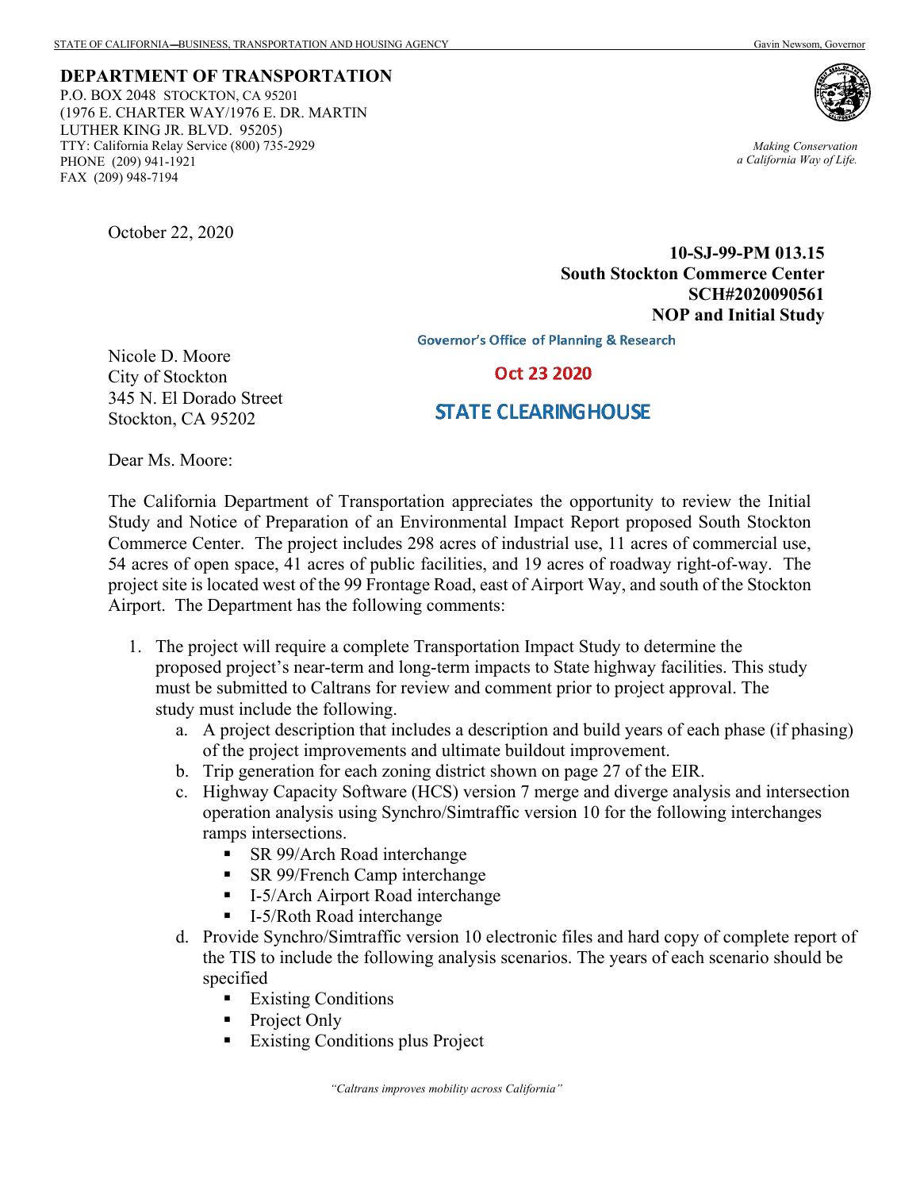STATE OF CALIFORNIA—BUSINESS, TRANSPORTATION AND HOUSING AGENCY Gavin Newsom, Governor

**DEPARTMENT OF TRANSPORTATION**
P.O. BOX 2048 STOCKTON, CA 95201
(1976 E. CHARTER WAY/1976 E. DR. MARTIN LUTHER KING JR. BLVD. 95205)
TTY: California Relay Service (800) 735-2929
PHONE (209) 941-1921
FAX (209) 948-7194

*Making Conservation a California Way of Life.*

October 22, 2020

**10-SJ-99-PM 013.15**
**South Stockton Commerce Center**
**SCH#2020090561**
**NOP and Initial Study**

Governor's Office of Planning & Research

Oct 23 2020

STATE CLEARINGHOUSE

Nicole D. Moore
City of Stockton
345 N. El Dorado Street
Stockton, CA 95202

Dear Ms. Moore:

The California Department of Transportation appreciates the opportunity to review the Initial Study and Notice of Preparation of an Environmental Impact Report proposed South Stockton Commerce Center. The project includes 298 acres of industrial use, 11 acres of commercial use, 54 acres of open space, 41 acres of public facilities, and 19 acres of roadway right-of-way. The project site is located west of the 99 Frontage Road, east of Airport Way, and south of the Stockton Airport. The Department has the following comments:

1. The project will require a complete Transportation Impact Study to determine the proposed project's near-term and long-term impacts to State highway facilities. This study must be submitted to Caltrans for review and comment prior to project approval. The study must include the following.
   a. A project description that includes a description and build years of each phase (if phasing) of the project improvements and ultimate buildout improvement.
   b. Trip generation for each zoning district shown on page 27 of the EIR.
   c. Highway Capacity Software (HCS) version 7 merge and diverge analysis and intersection operation analysis using Synchro/Simtraffic version 10 for the following interchanges ramps intersections.
      - SR 99/Arch Road interchange
      - SR 99/French Camp interchange
      - I-5/Arch Airport Road interchange
      - I-5/Roth Road interchange
   d. Provide Synchro/Simtraffic version 10 electronic files and hard copy of complete report of the TIS to include the following analysis scenarios. The years of each scenario should be specified
      - Existing Conditions
      - Project Only
      - Existing Conditions plus Project

*"Caltrans improves mobility across California"*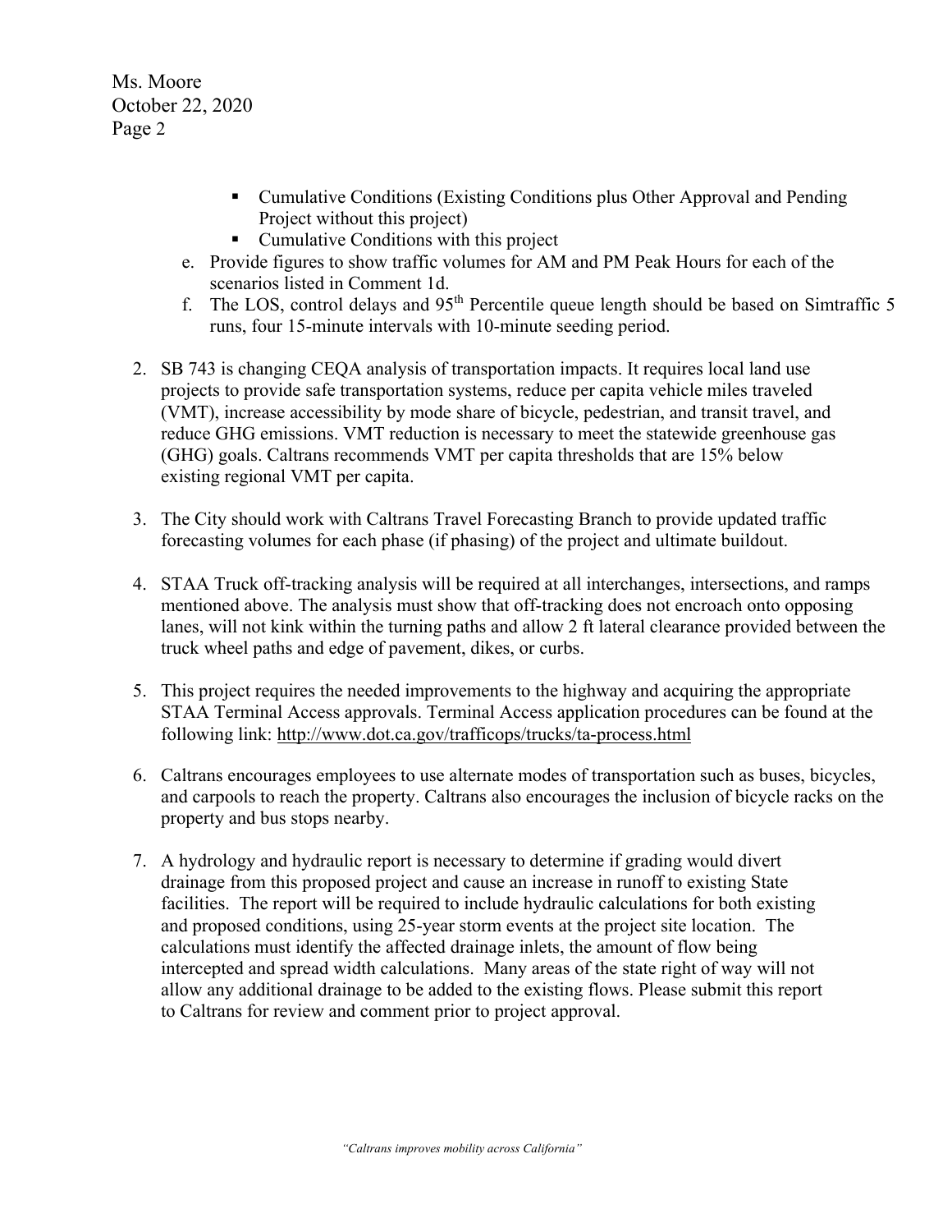- Cumulative Conditions (Existing Conditions plus Other Approval and Pending Project without this project)
- Cumulative Conditions with this project

e. Provide figures to show traffic volumes for AM and PM Peak Hours for each of the scenarios listed in Comment 1d.

f. The LOS, control delays and 95th Percentile queue length should be based on Simtraffic 5 runs, four 15-minute intervals with 10-minute seeding period.

2. SB 743 is changing CEQA analysis of transportation impacts. It requires local land use projects to provide safe transportation systems, reduce per capita vehicle miles traveled (VMT), increase accessibility by mode share of bicycle, pedestrian, and transit travel, and reduce GHG emissions. VMT reduction is necessary to meet the statewide greenhouse gas (GHG) goals. Caltrans recommends VMT per capita thresholds that are 15% below existing regional VMT per capita.

3. The City should work with Caltrans Travel Forecasting Branch to provide updated traffic forecasting volumes for each phase (if phasing) of the project and ultimate buildout.

4. STAA Truck off-tracking analysis will be required at all interchanges, intersections, and ramps mentioned above. The analysis must show that off-tracking does not encroach onto opposing lanes, will not kink within the turning paths and allow 2 ft lateral clearance provided between the truck wheel paths and edge of pavement, dikes, or curbs.

5. This project requires the needed improvements to the highway and acquiring the appropriate STAA Terminal Access approvals. Terminal Access application procedures can be found at the following link: http://www.dot.ca.gov/trafficops/trucks/ta-process.html

6. Caltrans encourages employees to use alternate modes of transportation such as buses, bicycles, and carpools to reach the property. Caltrans also encourages the inclusion of bicycle racks on the property and bus stops nearby.

7. A hydrology and hydraulic report is necessary to determine if grading would divert drainage from this proposed project and cause an increase in runoff to existing State facilities. The report will be required to include hydraulic calculations for both existing and proposed conditions, using 25-year storm events at the project site location. The calculations must identify the affected drainage inlets, the amount of flow being intercepted and spread width calculations. Many areas of the state right of way will not allow any additional drainage to be added to the existing flows. Please submit this report to Caltrans for review and comment prior to project approval.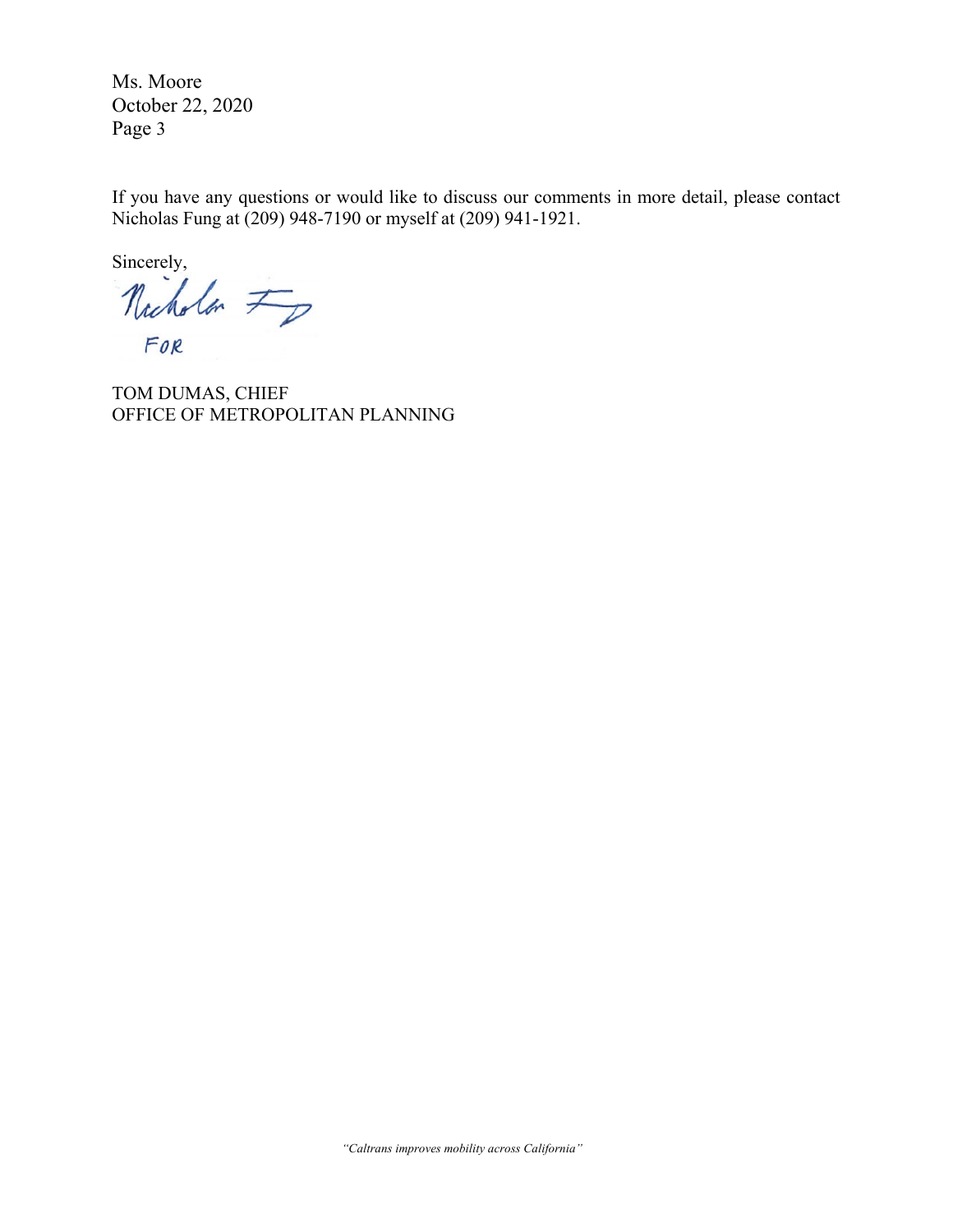If you have any questions or would like to discuss our comments in more detail, please contact Nicholas Fung at (209) 948-7190 or myself at (209) 941-1921.

Sincerely,

Nicholas F
FOR

TOM DUMAS, CHIEF
OFFICE OF METROPOLITAN PLANNING

*"Caltrans improves mobility across California"*